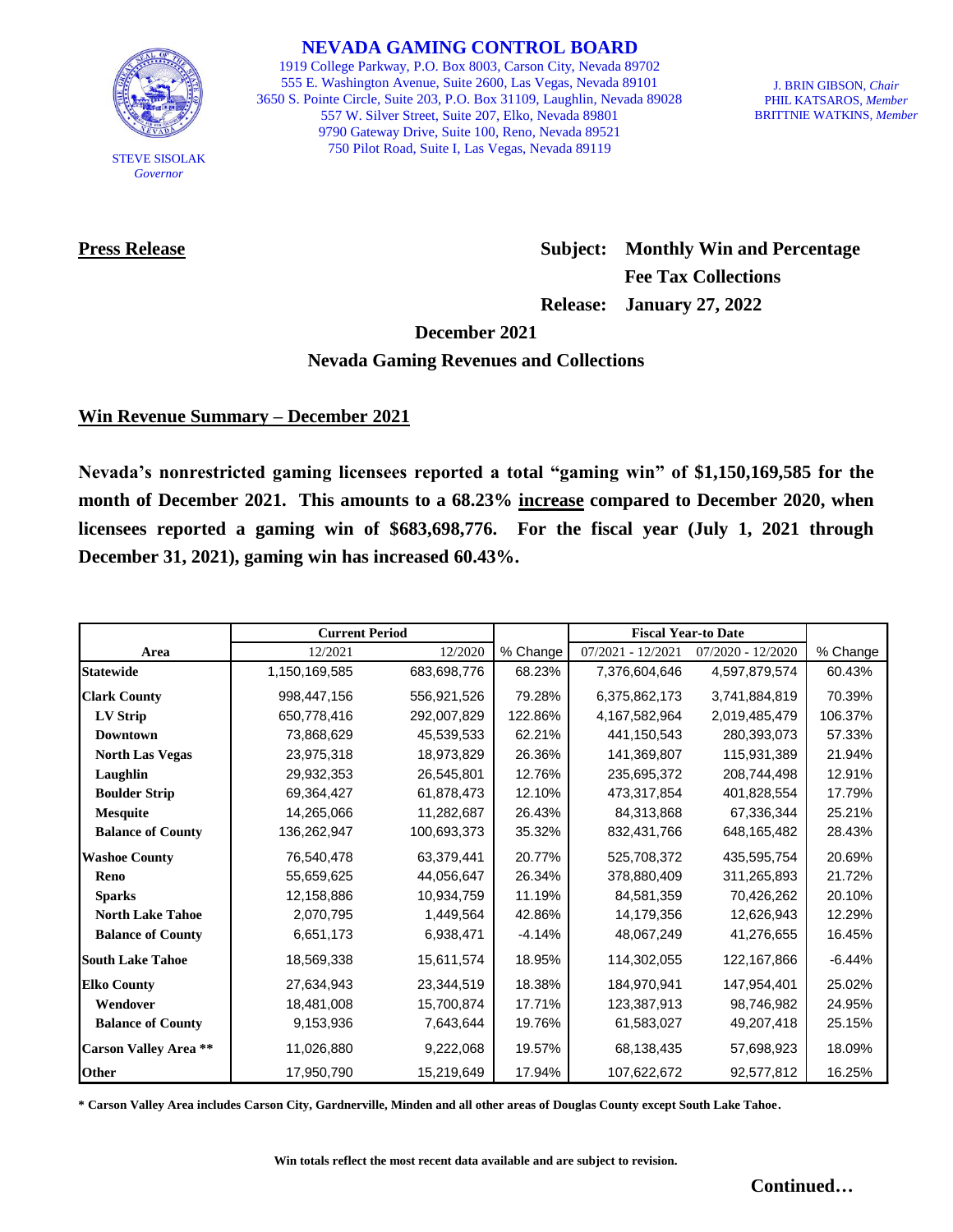# NEVADA GAMING CONTROL BOARD

1919 College Parkway, P.O. Box 8003, Carson City, Nevada 89702
555 E. Washington Avenue, Suite 2600, Las Vegas, Nevada 89101
3650 S. Pointe Circle, Suite 203, P.O. Box 31109, Laughlin, Nevada 89028
557 W. Silver Street, Suite 207, Elko, Nevada 89801
9790 Gateway Drive, Suite 100, Reno, Nevada 89521
750 Pilot Road, Suite I, Las Vegas, Nevada 89119

STEVE SISOLAK
*Governor*

J. BRIN GIBSON, *Chair*
PHIL KATSAROS, *Member*
BRITTNIE WATKINS, *Member*

**Press Release**

**Subject: Monthly Win and Percentage Fee Tax Collections**

**Release: January 27, 2022**

## December 2021
## Nevada Gaming Revenues and Collections

### Win Revenue Summary – December 2021

**Nevada's nonrestricted gaming licensees reported a total "gaming win" of $1,150,169,585 for the month of December 2021. This amounts to a 68.23% increase compared to December 2020, when licensees reported a gaming win of $683,698,776. For the fiscal year (July 1, 2021 through December 31, 2021), gaming win has increased 60.43%.**

| | Current Period | | | Fiscal Year-to Date | | |
|---|---|---|---|---|---|---|
| **Area** | 12/2021 | 12/2020 | % Change | 07/2021 - 12/2021 | 07/2020 - 12/2020 | % Change |
| **Statewide** | 1,150,169,585 | 683,698,776 | 68.23% | 7,376,604,646 | 4,597,879,574 | 60.43% |
| **Clark County** | 998,447,156 | 556,921,526 | 79.28% | 6,375,862,173 | 3,741,884,819 | 70.39% |
| **LV Strip** | 650,778,416 | 292,007,829 | 122.86% | 4,167,582,964 | 2,019,485,479 | 106.37% |
| **Downtown** | 73,868,629 | 45,539,533 | 62.21% | 441,150,543 | 280,393,073 | 57.33% |
| **North Las Vegas** | 23,975,318 | 18,973,829 | 26.36% | 141,369,807 | 115,931,389 | 21.94% |
| **Laughlin** | 29,932,353 | 26,545,801 | 12.76% | 235,695,372 | 208,744,498 | 12.91% |
| **Boulder Strip** | 69,364,427 | 61,878,473 | 12.10% | 473,317,854 | 401,828,554 | 17.79% |
| **Mesquite** | 14,265,066 | 11,282,687 | 26.43% | 84,313,868 | 67,336,344 | 25.21% |
| **Balance of County** | 136,262,947 | 100,693,373 | 35.32% | 832,431,766 | 648,165,482 | 28.43% |
| **Washoe County** | 76,540,478 | 63,379,441 | 20.77% | 525,708,372 | 435,595,754 | 20.69% |
| **Reno** | 55,659,625 | 44,056,647 | 26.34% | 378,880,409 | 311,265,893 | 21.72% |
| **Sparks** | 12,158,886 | 10,934,759 | 11.19% | 84,581,359 | 70,426,262 | 20.10% |
| **North Lake Tahoe** | 2,070,795 | 1,449,564 | 42.86% | 14,179,356 | 12,626,943 | 12.29% |
| **Balance of County** | 6,651,173 | 6,938,471 | -4.14% | 48,067,249 | 41,276,655 | 16.45% |
| **South Lake Tahoe** | 18,569,338 | 15,611,574 | 18.95% | 114,302,055 | 122,167,866 | -6.44% |
| **Elko County** | 27,634,943 | 23,344,519 | 18.38% | 184,970,941 | 147,954,401 | 25.02% |
| **Wendover** | 18,481,008 | 15,700,874 | 17.71% | 123,387,913 | 98,746,982 | 24.95% |
| **Balance of County** | 9,153,936 | 7,643,644 | 19.76% | 61,583,027 | 49,207,418 | 25.15% |
| **Carson Valley Area \*\*** | 11,026,880 | 9,222,068 | 19.57% | 68,138,435 | 57,698,923 | 18.09% |
| **Other** | 17,950,790 | 15,219,649 | 17.94% | 107,622,672 | 92,577,812 | 16.25% |

**\* Carson Valley Area includes Carson City, Gardnerville, Minden and all other areas of Douglas County except South Lake Tahoe.**

**Win totals reflect the most recent data available and are subject to revision.**

**Continued…**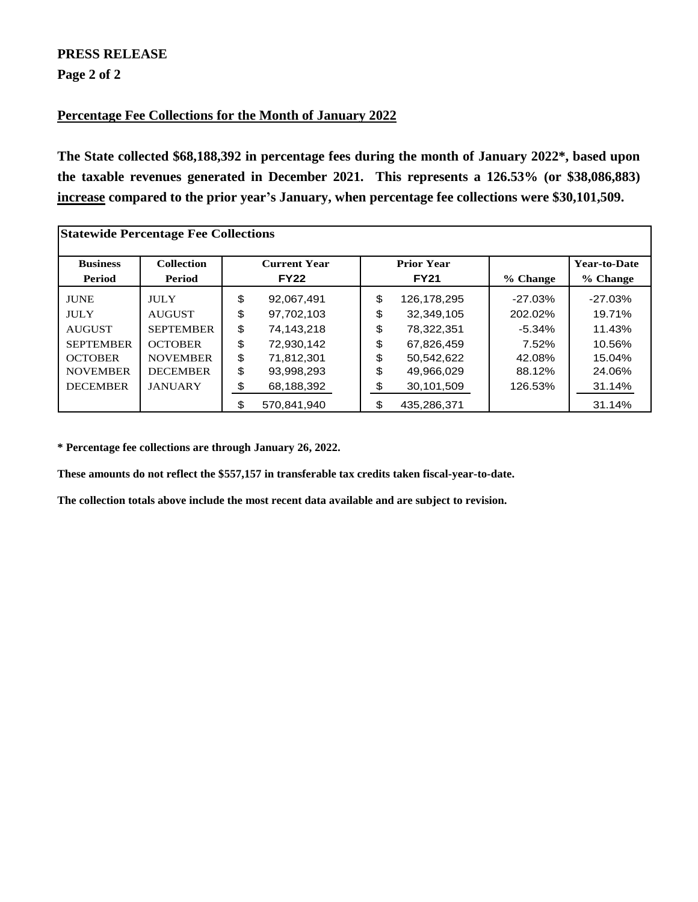**PRESS RELEASE**

## Percentage Fee Collections for the Month of January 2022

**The State collected $68,188,392 in percentage fees during the month of January 2022*, based upon the taxable revenues generated in December 2021. This represents a 126.53% (or $38,086,883) increase compared to the prior year's January, when percentage fee collections were $30,101,509.**

**Statewide Percentage Fee Collections**

| Business Period | Collection Period | Current Year FY22 | Prior Year FY21 | % Change | Year-to-Date % Change |
|---|---|---|---|---|---|
| JUNE | JULY | $ 92,067,491 | $ 126,178,295 | -27.03% | -27.03% |
| JULY | AUGUST | $ 97,702,103 | $ 32,349,105 | 202.02% | 19.71% |
| AUGUST | SEPTEMBER | $ 74,143,218 | $ 78,322,351 | -5.34% | 11.43% |
| SEPTEMBER | OCTOBER | $ 72,930,142 | $ 67,826,459 | 7.52% | 10.56% |
| OCTOBER | NOVEMBER | $ 71,812,301 | $ 50,542,622 | 42.08% | 15.04% |
| NOVEMBER | DECEMBER | $ 93,998,293 | $ 49,966,029 | 88.12% | 24.06% |
| DECEMBER | JANUARY | $ 68,188,392 | $ 30,101,509 | 126.53% | 31.14% |
| | | $ 570,841,940 | $ 435,286,371 | | 31.14% |

**\* Percentage fee collections are through January 26, 2022.**

**These amounts do not reflect the $557,157 in transferable tax credits taken fiscal-year-to-date.**

**The collection totals above include the most recent data available and are subject to revision.**